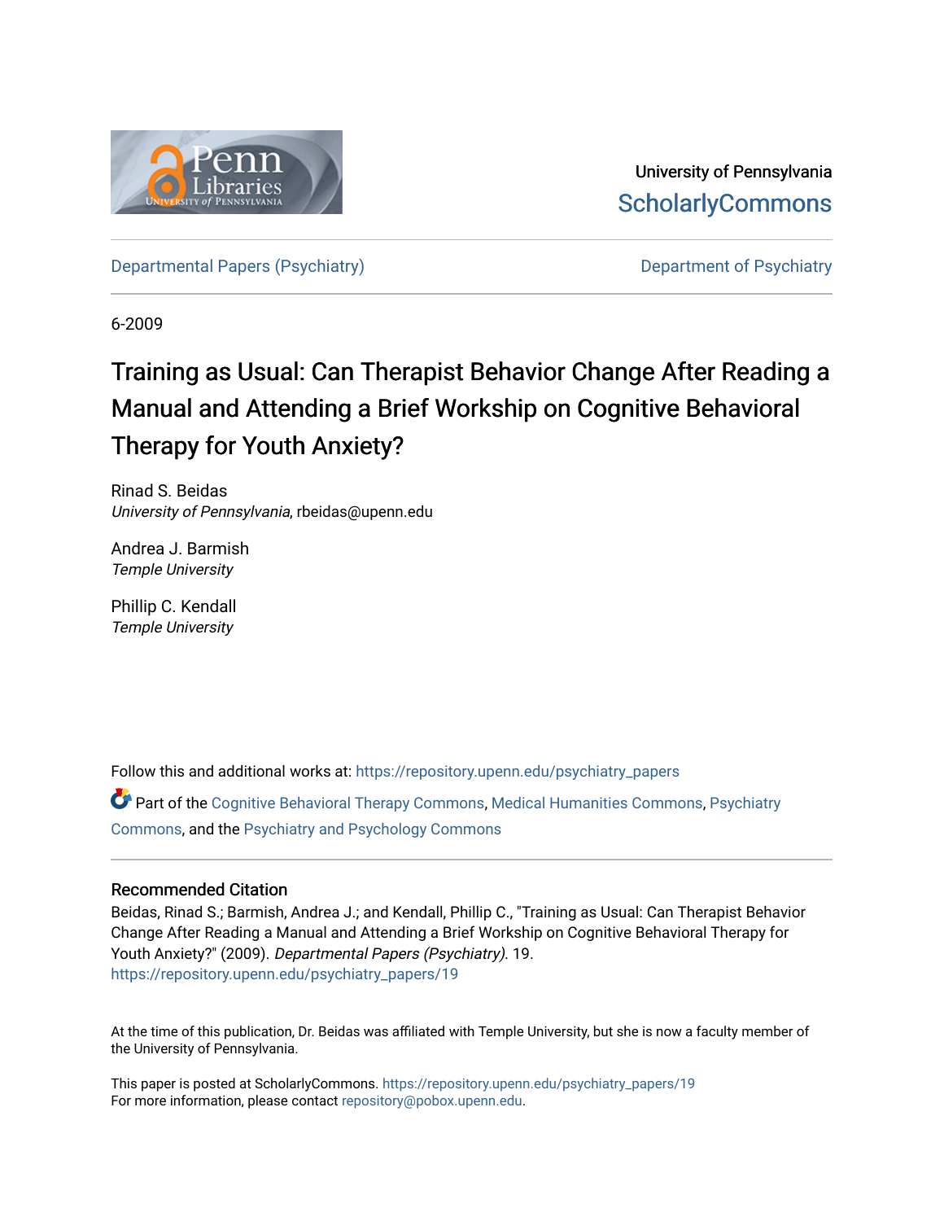University of Pennsylvania
ScholarlyCommons

Departmental Papers (Psychiatry)

Department of Psychiatry

6-2009

# Training as Usual: Can Therapist Behavior Change After Reading a Manual and Attending a Brief Workship on Cognitive Behavioral Therapy for Youth Anxiety?

Rinad S. Beidas
*University of Pennsylvania*, rbeidas@upenn.edu

Andrea J. Barmish
*Temple University*

Phillip C. Kendall
*Temple University*

Follow this and additional works at: https://repository.upenn.edu/psychiatry_papers

Part of the Cognitive Behavioral Therapy Commons, Medical Humanities Commons, Psychiatry Commons, and the Psychiatry and Psychology Commons

## Recommended Citation

Beidas, Rinad S.; Barmish, Andrea J.; and Kendall, Phillip C., "Training as Usual: Can Therapist Behavior Change After Reading a Manual and Attending a Brief Workship on Cognitive Behavioral Therapy for Youth Anxiety?" (2009). *Departmental Papers (Psychiatry)*. 19.
https://repository.upenn.edu/psychiatry_papers/19

At the time of this publication, Dr. Beidas was affiliated with Temple University, but she is now a faculty member of the University of Pennsylvania.

This paper is posted at ScholarlyCommons. https://repository.upenn.edu/psychiatry_papers/19
For more information, please contact repository@pobox.upenn.edu.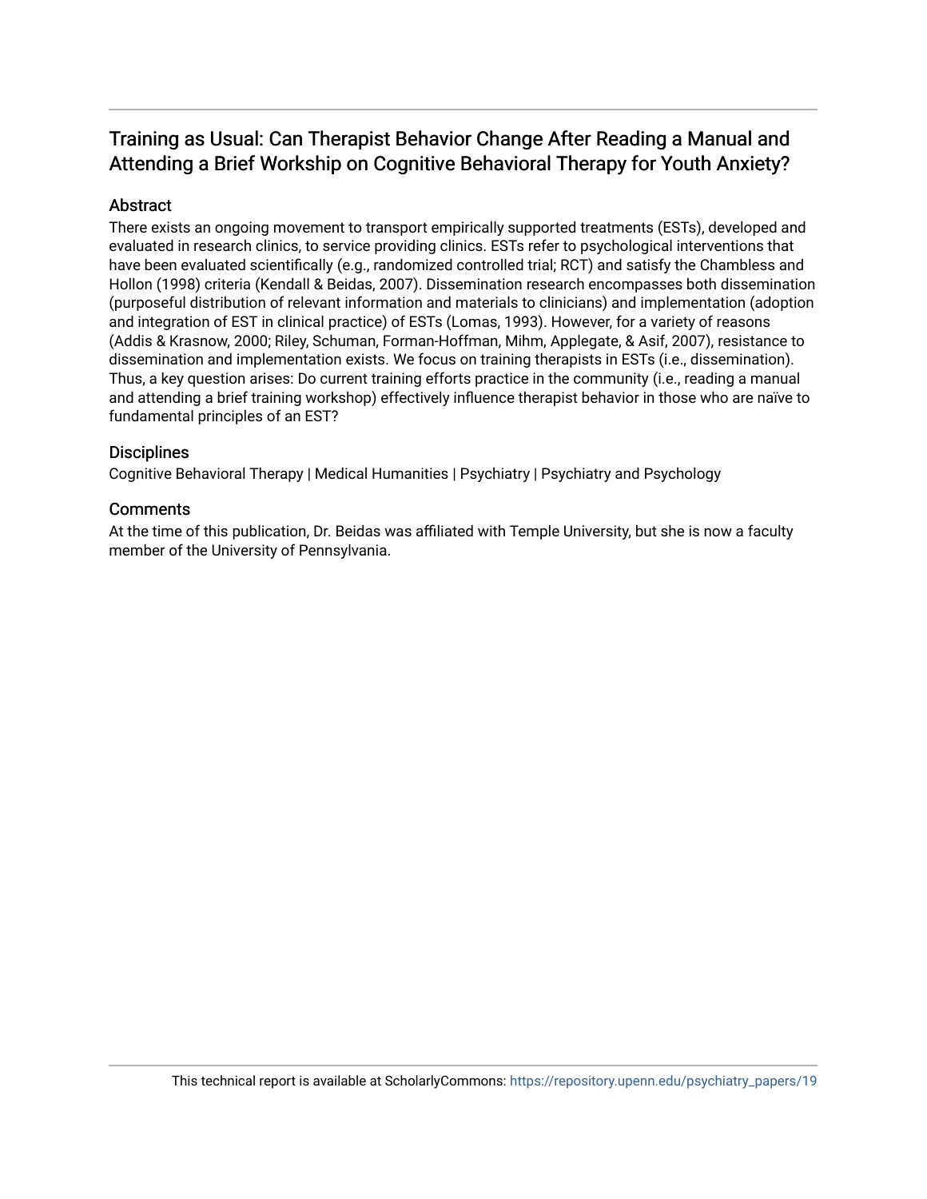## Training as Usual: Can Therapist Behavior Change After Reading a Manual and Attending a Brief Workship on Cognitive Behavioral Therapy for Youth Anxiety?

### Abstract

There exists an ongoing movement to transport empirically supported treatments (ESTs), developed and evaluated in research clinics, to service providing clinics. ESTs refer to psychological interventions that have been evaluated scientifically (e.g., randomized controlled trial; RCT) and satisfy the Chambless and Hollon (1998) criteria (Kendall & Beidas, 2007). Dissemination research encompasses both dissemination (purposeful distribution of relevant information and materials to clinicians) and implementation (adoption and integration of EST in clinical practice) of ESTs (Lomas, 1993). However, for a variety of reasons (Addis & Krasnow, 2000; Riley, Schuman, Forman-Hoffman, Mihm, Applegate, & Asif, 2007), resistance to dissemination and implementation exists. We focus on training therapists in ESTs (i.e., dissemination). Thus, a key question arises: Do current training efforts practice in the community (i.e., reading a manual and attending a brief training workshop) effectively influence therapist behavior in those who are naïve to fundamental principles of an EST?

### Disciplines

Cognitive Behavioral Therapy | Medical Humanities | Psychiatry | Psychiatry and Psychology

### Comments

At the time of this publication, Dr. Beidas was affiliated with Temple University, but she is now a faculty member of the University of Pennsylvania.

This technical report is available at ScholarlyCommons: https://repository.upenn.edu/psychiatry_papers/19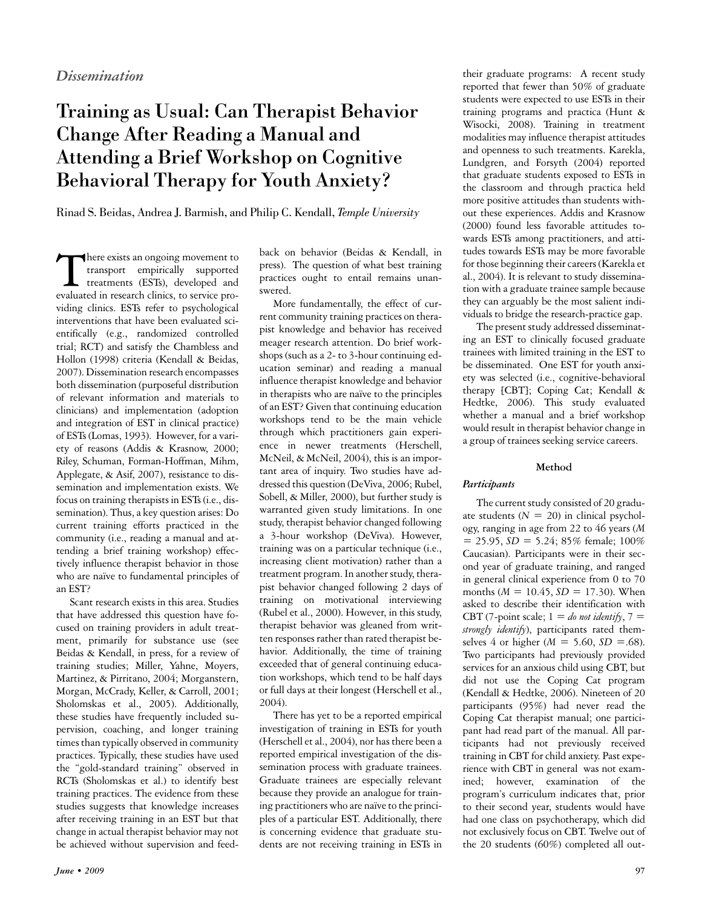*Dissemination*

# Training as Usual: Can Therapist Behavior Change After Reading a Manual and Attending a Brief Workshop on Cognitive Behavioral Therapy for Youth Anxiety?

Rinad S. Beidas, Andrea J. Barmish, and Philip C. Kendall, *Temple University*

There exists an ongoing movement to transport empirically supported treatments (ESTs), developed and evaluated in research clinics, to service providing clinics. ESTs refer to psychological interventions that have been evaluated scientifically (e.g., randomized controlled trial; RCT) and satisfy the Chambless and Hollon (1998) criteria (Kendall & Beidas, 2007). Dissemination research encompasses both dissemination (purposeful distribution of relevant information and materials to clinicians) and implementation (adoption and integration of EST in clinical practice) of ESTs (Lomas, 1993). However, for a variety of reasons (Addis & Krasnow, 2000; Riley, Schuman, Forman-Hoffman, Mihm, Applegate, & Asif, 2007), resistance to dissemination and implementation exists. We focus on training therapists in ESTs (i.e., dissemination). Thus, a key question arises: Do current training efforts practiced in the community (i.e., reading a manual and attending a brief training workshop) effectively influence therapist behavior in those who are naïve to fundamental principles of an EST?

Scant research exists in this area. Studies that have addressed this question have focused on training providers in adult treatment, primarily for substance use (see Beidas & Kendall, in press, for a review of training studies; Miller, Yahne, Moyers, Martinez, & Pirritano, 2004; Morganstern, Morgan, McCrady, Keller, & Carroll, 2001; Sholomskas et al., 2005). Additionally, these studies have frequently included supervision, coaching, and longer training times than typically observed in community practices. Typically, these studies have used the "gold-standard training" observed in RCTs (Sholomskas et al.) to identify best training practices. The evidence from these studies suggests that knowledge increases after receiving training in an EST but that change in actual therapist behavior may not be achieved without supervision and feedback on behavior (Beidas & Kendall, in press). The question of what best training practices ought to entail remains unanswered.

More fundamentally, the effect of current community training practices on therapist knowledge and behavior has received meager research attention. Do brief workshops (such as a 2- to 3-hour continuing education seminar) and reading a manual influence therapist knowledge and behavior in therapists who are naïve to the principles of an EST? Given that continuing education workshops tend to be the main vehicle through which practitioners gain experience in newer treatments (Herschell, McNeil, & McNeil, 2004), this is an important area of inquiry. Two studies have addressed this question (DeViva, 2006; Rubel, Sobell, & Miller, 2000), but further study is warranted given study limitations. In one study, therapist behavior changed following a 3-hour workshop (DeViva). However, training was on a particular technique (i.e., increasing client motivation) rather than a treatment program. In another study, therapist behavior changed following 2 days of training on motivational interviewing (Rubel et al., 2000). However, in this study, therapist behavior was gleaned from written responses rather than rated therapist behavior. Additionally, the time of training exceeded that of general continuing education workshops, which tend to be half days or full days at their longest (Herschell et al., 2004).

There has yet to be a reported empirical investigation of training in ESTs for youth (Herschell et al., 2004), nor has there been a reported empirical investigation of the dissemination process with graduate trainees. Graduate trainees are especially relevant because they provide an analogue for training practitioners who are naïve to the principles of a particular EST. Additionally, there is concerning evidence that graduate students are not receiving training in ESTs in their graduate programs: A recent study reported that fewer than 50% of graduate students were expected to use ESTs in their training programs and practica (Hunt & Wisocki, 2008). Training in treatment modalities may influence therapist attitudes and openness to such treatments. Karekla, Lundgren, and Forsyth (2004) reported that graduate students exposed to ESTs in the classroom and through practica held more positive attitudes than students without these experiences. Addis and Krasnow (2000) found less favorable attitudes towards ESTs among practitioners, and attitudes towards ESTs may be more favorable for those beginning their careers (Karekla et al., 2004). It is relevant to study dissemination with a graduate trainee sample because they can arguably be the most salient individuals to bridge the research-practice gap.

The present study addressed disseminating an EST to clinically focused graduate trainees with limited training in the EST to be disseminated. One EST for youth anxiety was selected (i.e., cognitive-behavioral therapy [CBT]; Coping Cat; Kendall & Hedtke, 2006). This study evaluated whether a manual and a brief workshop would result in therapist behavior change in a group of trainees seeking service careers.

## Method

### *Participants*

The current study consisted of 20 graduate students ($N = 20$) in clinical psychology, ranging in age from 22 to 46 years ($M = 25.95$, $SD = 5.24$; 85% female; 100% Caucasian). Participants were in their second year of graduate training, and ranged in general clinical experience from 0 to 70 months ($M = 10.45$, $SD = 17.30$). When asked to describe their identification with CBT (7-point scale; 1 = *do not identify*, 7 = *strongly identify*), participants rated themselves 4 or higher ($M = 5.60$, $SD = .68$). Two participants had previously provided services for an anxious child using CBT, but did not use the Coping Cat program (Kendall & Hedtke, 2006). Nineteen of 20 participants (95%) had never read the Coping Cat therapist manual; one participant had read part of the manual. All participants had not previously received training in CBT for child anxiety. Past experience with CBT in general was not examined; however, examination of the program's curriculum indicates that, prior to their second year, students would have had one class on psychotherapy, which did not exclusively focus on CBT. Twelve out of the 20 students (60%) completed all out-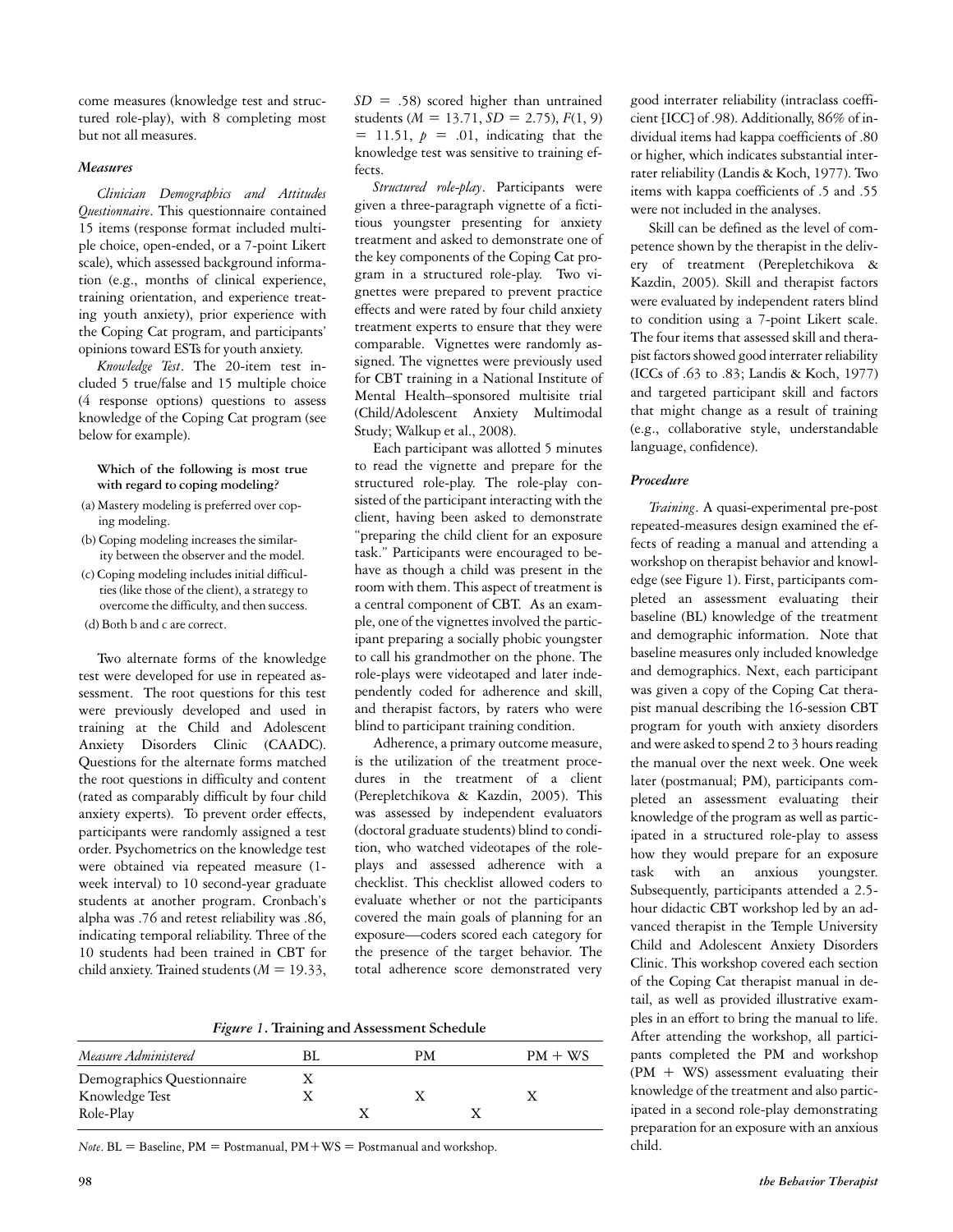come measures (knowledge test and structured role-play), with 8 completing most but not all measures.

### *Measures*

*Clinician Demographics and Attitudes Questionnaire*. This questionnaire contained 15 items (response format included multiple choice, open-ended, or a 7-point Likert scale), which assessed background information (e.g., months of clinical experience, training orientation, and experience treating youth anxiety), prior experience with the Coping Cat program, and participants' opinions toward ESTs for youth anxiety.

*Knowledge Test*. The 20-item test included 5 true/false and 15 multiple choice (4 response options) questions to assess knowledge of the Coping Cat program (see below for example).

**Which of the following is most true with regard to coping modeling?**

(a) Mastery modeling is preferred over coping modeling.
(b) Coping modeling increases the similarity between the observer and the model.
(c) Coping modeling includes initial difficulties (like those of the client), a strategy to overcome the difficulty, and then success.
(d) Both b and c are correct.

Two alternate forms of the knowledge test were developed for use in repeated assessment. The root questions for this test were previously developed and used in training at the Child and Adolescent Anxiety Disorders Clinic (CAADC). Questions for the alternate forms matched the root questions in difficulty and content (rated as comparably difficult by four child anxiety experts). To prevent order effects, participants were randomly assigned a test order. Psychometrics on the knowledge test were obtained via repeated measure (1-week interval) to 10 second-year graduate students at another program. Cronbach's alpha was .76 and retest reliability was .86, indicating temporal reliability. Three of the 10 students had been trained in CBT for child anxiety. Trained students ($M = 19.33$, $SD = .58$) scored higher than untrained students ($M = 13.71$, $SD = 2.75$), $F(1, 9) = 11.51$, $p = .01$, indicating that the knowledge test was sensitive to training effects.

*Structured role-play*. Participants were given a three-paragraph vignette of a fictitious youngster presenting for anxiety treatment and asked to demonstrate one of the key components of the Coping Cat program in a structured role-play. Two vignettes were prepared to prevent practice effects and were rated by four child anxiety treatment experts to ensure that they were comparable. Vignettes were randomly assigned. The vignettes were previously used for CBT training in a National Institute of Mental Health–sponsored multisite trial (Child/Adolescent Anxiety Multimodal Study; Walkup et al., 2008).

Each participant was allotted 5 minutes to read the vignette and prepare for the structured role-play. The role-play consisted of the participant interacting with the client, having been asked to demonstrate "preparing the child client for an exposure task." Participants were encouraged to behave as though a child was present in the room with them. This aspect of treatment is a central component of CBT. As an example, one of the vignettes involved the participant preparing a socially phobic youngster to call his grandmother on the phone. The role-plays were videotaped and later independently coded for adherence and skill, and therapist factors, by raters who were blind to participant training condition.

Adherence, a primary outcome measure, is the utilization of the treatment procedures in the treatment of a client (Perepletchikova & Kazdin, 2005). This was assessed by independent evaluators (doctoral graduate students) blind to condition, who watched videotapes of the role-plays and assessed adherence with a checklist. This checklist allowed coders to evaluate whether or not the participants covered the main goals of planning for an exposure—coders scored each category for the presence of the target behavior. The total adherence score demonstrated very good interrater reliability (intraclass coefficient [ICC] of .98). Additionally, 86% of individual items had kappa coefficients of .80 or higher, which indicates substantial interrater reliability (Landis & Koch, 1977). Two items with kappa coefficients of .5 and .55 were not included in the analyses.

Skill can be defined as the level of competence shown by the therapist in the delivery of treatment (Perepletchikova & Kazdin, 2005). Skill and therapist factors were evaluated by independent raters blind to condition using a 7-point Likert scale. The four items that assessed skill and therapist factors showed good interrater reliability (ICCs of .63 to .83; Landis & Koch, 1977) and targeted participant skill and factors that might change as a result of training (e.g., collaborative style, understandable language, confidence).

### *Procedure*

*Training*. A quasi-experimental pre-post repeated-measures design examined the effects of reading a manual and attending a workshop on therapist behavior and knowledge (see Figure 1). First, participants completed an assessment evaluating their baseline (BL) knowledge of the treatment and demographic information. Note that baseline measures only included knowledge and demographics. Next, each participant was given a copy of the Coping Cat therapist manual describing the 16-session CBT program for youth with anxiety disorders and were asked to spend 2 to 3 hours reading the manual over the next week. One week later (postmanual; PM), participants completed an assessment evaluating their knowledge of the program as well as participated in a structured role-play to assess how they would prepare for an exposure task with an anxious youngster. Subsequently, participants attended a 2.5-hour didactic CBT workshop led by an advanced therapist in the Temple University Child and Adolescent Anxiety Disorders Clinic. This workshop covered each section of the Coping Cat therapist manual in detail, as well as provided illustrative examples in an effort to bring the manual to life. After attending the workshop, all participants completed the PM and workshop (PM + WS) assessment evaluating their knowledge of the treatment and also participated in a second role-play demonstrating preparation for an exposure with an anxious child.

*Figure 1*. **Training and Assessment Schedule**

| *Measure Administered* | BL | | PM | | PM + WS |
|---|---|---|---|---|---|
| Demographics Questionnaire | X | | | | |
| Knowledge Test | X | | X | | X |
| Role-Play | | X | | X | |

*Note*. BL = Baseline, PM = Postmanual, PM+WS = Postmanual and workshop.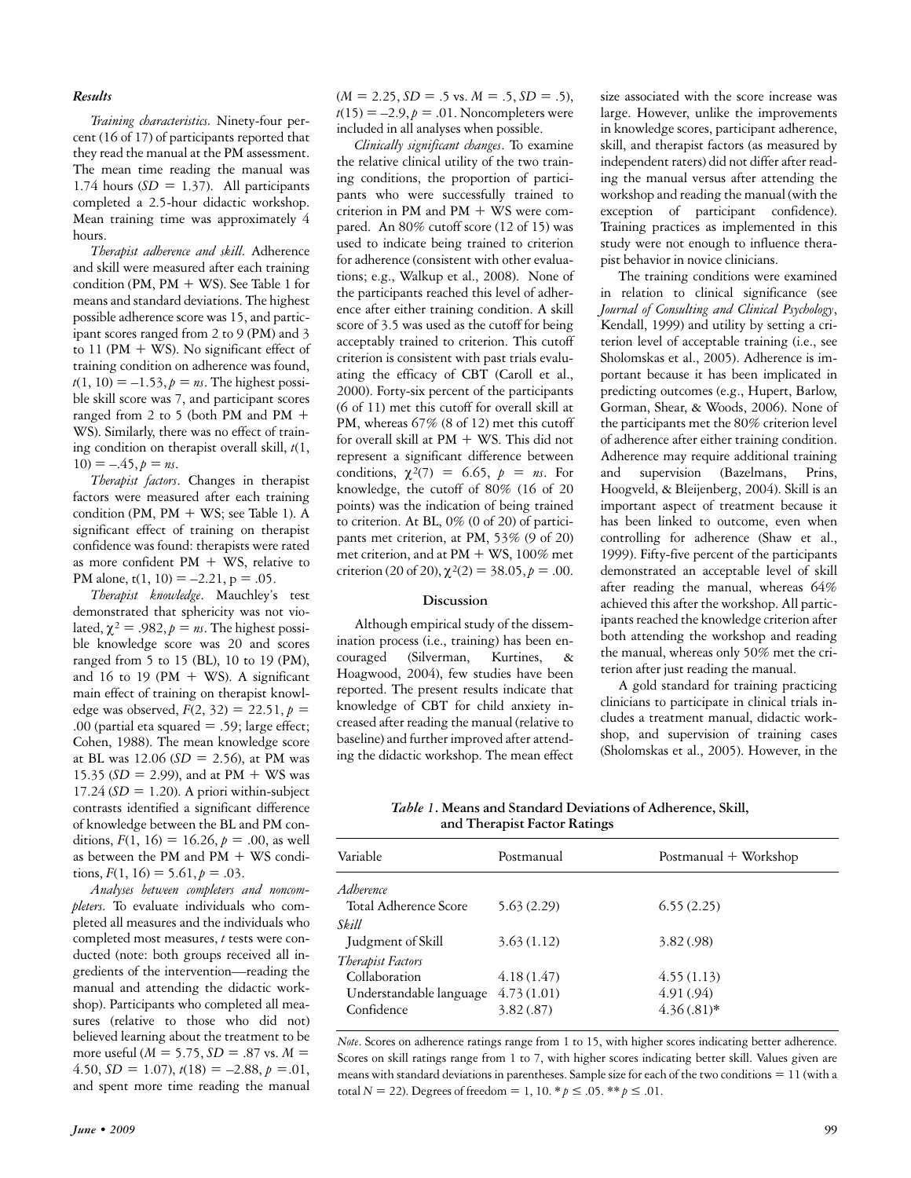### *Results*

*Training characteristics*. Ninety-four percent (16 of 17) of participants reported that they read the manual at the PM assessment. The mean time reading the manual was 1.74 hours ($SD = 1.37$). All participants completed a 2.5-hour didactic workshop. Mean training time was approximately 4 hours.

*Therapist adherence and skill*. Adherence and skill were measured after each training condition (PM, PM + WS). See Table 1 for means and standard deviations. The highest possible adherence score was 15, and participant scores ranged from 2 to 9 (PM) and 3 to 11 (PM + WS). No significant effect of training condition on adherence was found, $t(1, 10) = -1.53, p = ns$. The highest possible skill score was 7, and participant scores ranged from 2 to 5 (both PM and PM + WS). Similarly, there was no effect of training condition on therapist overall skill, $t(1, 10) = -.45, p = ns$.

*Therapist factors*. Changes in therapist factors were measured after each training condition (PM, PM + WS; see Table 1). A significant effect of training on therapist confidence was found: therapists were rated as more confident PM + WS, relative to PM alone, $t(1, 10) = -2.21$, $p = .05$.

*Therapist knowledge*. Mauchley's test demonstrated that sphericity was not violated, $\chi^2 = .982, p = ns$. The highest possible knowledge score was 20 and scores ranged from 5 to 15 (BL), 10 to 19 (PM), and 16 to 19 (PM + WS). A significant main effect of training on therapist knowledge was observed, $F(2, 32) = 22.51, p = .00$ (partial eta squared = .59; large effect; Cohen, 1988). The mean knowledge score at BL was 12.06 ($SD = 2.56$), at PM was 15.35 ($SD = 2.99$), and at PM + WS was 17.24 ($SD = 1.20$). A priori within-subject contrasts identified a significant difference of knowledge between the BL and PM conditions, $F(1, 16) = 16.26, p = .00$, as well as between the PM and PM + WS conditions, $F(1, 16) = 5.61, p = .03$.

*Analyses between completers and noncompleters*. To evaluate individuals who completed all measures and the individuals who completed most measures, *t* tests were conducted (note: both groups received all ingredients of the intervention—reading the manual and attending the didactic workshop). Participants who completed all measures (relative to those who did not) believed learning about the treatment to be more useful ($M = 5.75, SD = .87$ vs. $M = 4.50, SD = 1.07$), $t(18) = -2.88, p = .01$, and spent more time reading the manual ($M = 2.25, SD = .5$ vs. $M = .5, SD = .5$), $t(15) = -2.9, p = .01$. Noncompleters were included in all analyses when possible.

*Clinically significant changes*. To examine the relative clinical utility of the two training conditions, the proportion of participants who were successfully trained to criterion in PM and PM + WS were compared. An 80% cutoff score (12 of 15) was used to indicate being trained to criterion for adherence (consistent with other evaluations; e.g., Walkup et al., 2008). None of the participants reached this level of adherence after either training condition. A skill score of 3.5 was used as the cutoff for being acceptably trained to criterion. This cutoff criterion is consistent with past trials evaluating the efficacy of CBT (Caroll et al., 2000). Forty-six percent of the participants (6 of 11) met this cutoff for overall skill at PM, whereas 67% (8 of 12) met this cutoff for overall skill at PM + WS. This did not represent a significant difference between conditions, $\chi^2(7) = 6.65$, $p = ns$. For knowledge, the cutoff of 80% (16 of 20 points) was the indication of being trained to criterion. At BL, 0% (0 of 20) of participants met criterion, at PM, 53% (9 of 20) met criterion, and at PM + WS, 100% met criterion (20 of 20), $\chi^2(2) = 38.05, p = .00$.

## Discussion

Although empirical study of the dissemination process (i.e., training) has been encouraged (Silverman, Kurtines, & Hoagwood, 2004), few studies have been reported. The present results indicate that knowledge of CBT for child anxiety increased after reading the manual (relative to baseline) and further improved after attending the didactic workshop. The mean effect size associated with the score increase was large. However, unlike the improvements in knowledge scores, participant adherence, skill, and therapist factors (as measured by independent raters) did not differ after reading the manual versus after attending the workshop and reading the manual (with the exception of participant confidence). Training practices as implemented in this study were not enough to influence therapist behavior in novice clinicians.

The training conditions were examined in relation to clinical significance (see *Journal of Consulting and Clinical Psychology*, Kendall, 1999) and utility by setting a criterion level of acceptable training (i.e., see Sholomskas et al., 2005). Adherence is important because it has been implicated in predicting outcomes (e.g., Hupert, Barlow, Gorman, Shear, & Woods, 2006). None of the participants met the 80% criterion level of adherence after either training condition. Adherence may require additional training and supervision (Bazelmans, Prins, Hoogveld, & Bleijenberg, 2004). Skill is an important aspect of treatment because it has been linked to outcome, even when controlling for adherence (Shaw et al., 1999). Fifty-five percent of the participants demonstrated an acceptable level of skill after reading the manual, whereas 64% achieved this after the workshop. All participants reached the knowledge criterion after both attending the workshop and reading the manual, whereas only 50% met the criterion after just reading the manual.

A gold standard for training practicing clinicians to participate in clinical trials includes a treatment manual, didactic workshop, and supervision of training cases (Sholomskas et al., 2005). However, in the

***Table 1*. Means and Standard Deviations of Adherence, Skill, and Therapist Factor Ratings**

| Variable | Postmanual | Postmanual + Workshop |
|---|---|---|
| *Adherence* | | |
| Total Adherence Score | 5.63 (2.29) | 6.55 (2.25) |
| *Skill* | | |
| Judgment of Skill | 3.63 (1.12) | 3.82 (.98) |
| *Therapist Factors* | | |
| Collaboration | 4.18 (1.47) | 4.55 (1.13) |
| Understandable language | 4.73 (1.01) | 4.91 (.94) |
| Confidence | 3.82 (.87) | 4.36 (.81)* |

*Note*. Scores on adherence ratings range from 1 to 15, with higher scores indicating better adherence. Scores on skill ratings range from 1 to 7, with higher scores indicating better skill. Values given are means with standard deviations in parentheses. Sample size for each of the two conditions = 11 (with a total $N = 22$). Degrees of freedom = 1, 10. * $p \leq .05$. ** $p \leq .01$.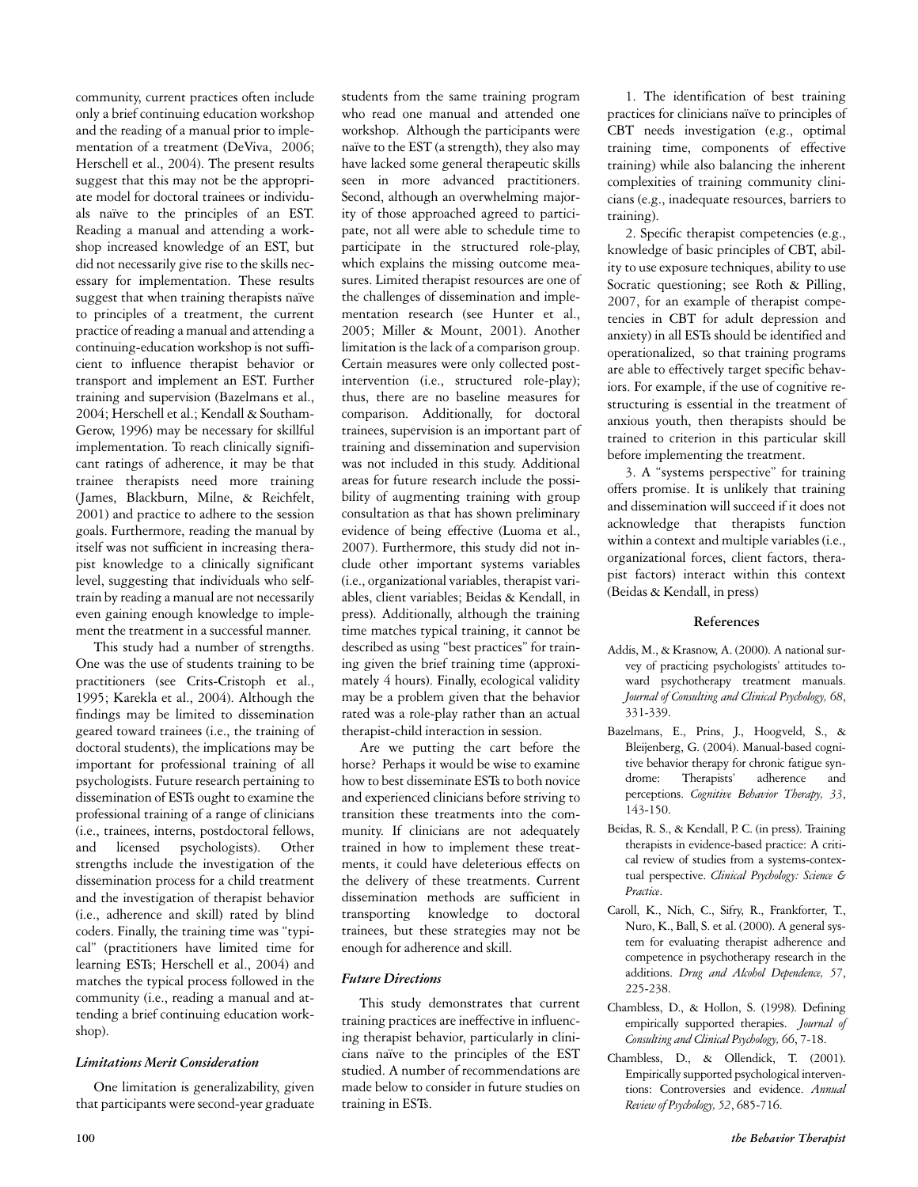community, current practices often include only a brief continuing education workshop and the reading of a manual prior to implementation of a treatment (DeViva, 2006; Herschell et al., 2004). The present results suggest that this may not be the appropriate model for doctoral trainees or individuals naïve to the principles of an EST. Reading a manual and attending a workshop increased knowledge of an EST, but did not necessarily give rise to the skills necessary for implementation. These results suggest that when training therapists naïve to principles of a treatment, the current practice of reading a manual and attending a continuing-education workshop is not sufficient to influence therapist behavior or transport and implement an EST. Further training and supervision (Bazelmans et al., 2004; Herschell et al.; Kendall & Southam-Gerow, 1996) may be necessary for skillful implementation. To reach clinically significant ratings of adherence, it may be that trainee therapists need more training (James, Blackburn, Milne, & Reichfelt, 2001) and practice to adhere to the session goals. Furthermore, reading the manual by itself was not sufficient in increasing therapist knowledge to a clinically significant level, suggesting that individuals who self-train by reading a manual are not necessarily even gaining enough knowledge to implement the treatment in a successful manner.

This study had a number of strengths. One was the use of students training to be practitioners (see Crits-Cristoph et al., 1995; Karekla et al., 2004). Although the findings may be limited to dissemination geared toward trainees (i.e., the training of doctoral students), the implications may be important for professional training of all psychologists. Future research pertaining to dissemination of ESTs ought to examine the professional training of a range of clinicians (i.e., trainees, interns, postdoctoral fellows, and licensed psychologists). Other strengths include the investigation of the dissemination process for a child treatment and the investigation of therapist behavior (i.e., adherence and skill) rated by blind coders. Finally, the training time was "typical" (practitioners have limited time for learning ESTs; Herschell et al., 2004) and matches the typical process followed in the community (i.e., reading a manual and attending a brief continuing education workshop).

### *Limitations Merit Consideration*

One limitation is generalizability, given that participants were second-year graduate students from the same training program who read one manual and attended one workshop. Although the participants were naïve to the EST (a strength), they also may have lacked some general therapeutic skills seen in more advanced practitioners. Second, although an overwhelming majority of those approached agreed to participate, not all were able to schedule time to participate in the structured role-play, which explains the missing outcome measures. Limited therapist resources are one of the challenges of dissemination and implementation research (see Hunter et al., 2005; Miller & Mount, 2001). Another limitation is the lack of a comparison group. Certain measures were only collected post-intervention (i.e., structured role-play); thus, there are no baseline measures for comparison. Additionally, for doctoral trainees, supervision is an important part of training and dissemination and supervision was not included in this study. Additional areas for future research include the possibility of augmenting training with group consultation as that has shown preliminary evidence of being effective (Luoma et al., 2007). Furthermore, this study did not include other important systems variables (i.e., organizational variables, therapist variables, client variables; Beidas & Kendall, in press). Additionally, although the training time matches typical training, it cannot be described as using "best practices" for training given the brief training time (approximately 4 hours). Finally, ecological validity may be a problem given that the behavior rated was a role-play rather than an actual therapist-child interaction in session.

Are we putting the cart before the horse? Perhaps it would be wise to examine how to best disseminate ESTs to both novice and experienced clinicians before striving to transition these treatments into the community. If clinicians are not adequately trained in how to implement these treatments, it could have deleterious effects on the delivery of these treatments. Current dissemination methods are sufficient in transporting knowledge to doctoral trainees, but these strategies may not be enough for adherence and skill.

### *Future Directions*

This study demonstrates that current training practices are ineffective in influencing therapist behavior, particularly in clinicians naïve to the principles of the EST studied. A number of recommendations are made below to consider in future studies on training in ESTs.

1. The identification of best training practices for clinicians naïve to principles of CBT needs investigation (e.g., optimal training time, components of effective training) while also balancing the inherent complexities of training community clinicians (e.g., inadequate resources, barriers to training).

2. Specific therapist competencies (e.g., knowledge of basic principles of CBT, ability to use exposure techniques, ability to use Socratic questioning; see Roth & Pilling, 2007, for an example of therapist competencies in CBT for adult depression and anxiety) in all ESTs should be identified and operationalized, so that training programs are able to effectively target specific behaviors. For example, if the use of cognitive restructuring is essential in the treatment of anxious youth, then therapists should be trained to criterion in this particular skill before implementing the treatment.

3. A "systems perspective" for training offers promise. It is unlikely that training and dissemination will succeed if it does not acknowledge that therapists function within a context and multiple variables (i.e., organizational forces, client factors, therapist factors) interact within this context (Beidas & Kendall, in press)

## References

Addis, M., & Krasnow, A. (2000). A national survey of practicing psychologists' attitudes toward psychotherapy treatment manuals. *Journal of Consulting and Clinical Psychology, 68*, 331-339.

Bazelmans, E., Prins, J., Hoogveld, S., & Bleijenberg, G. (2004). Manual-based cognitive behavior therapy for chronic fatigue syndrome: Therapists' adherence and perceptions. *Cognitive Behavior Therapy, 33*, 143-150.

Beidas, R. S., & Kendall, P. C. (in press). Training therapists in evidence-based practice: A critical review of studies from a systems-contextual perspective. *Clinical Psychology: Science & Practice*.

Caroll, K., Nich, C., Sifry, R., Frankforter, T., Nuro, K., Ball, S. et al. (2000). A general system for evaluating therapist adherence and competence in psychotherapy research in the additions. *Drug and Alcohol Dependence, 57*, 225-238.

Chambless, D., & Hollon, S. (1998). Defining empirically supported therapies. *Journal of Consulting and Clinical Psychology, 66*, 7-18.

Chambless, D., & Ollendick, T. (2001). Empirically supported psychological interventions: Controversies and evidence. *Annual Review of Psychology, 52*, 685-716.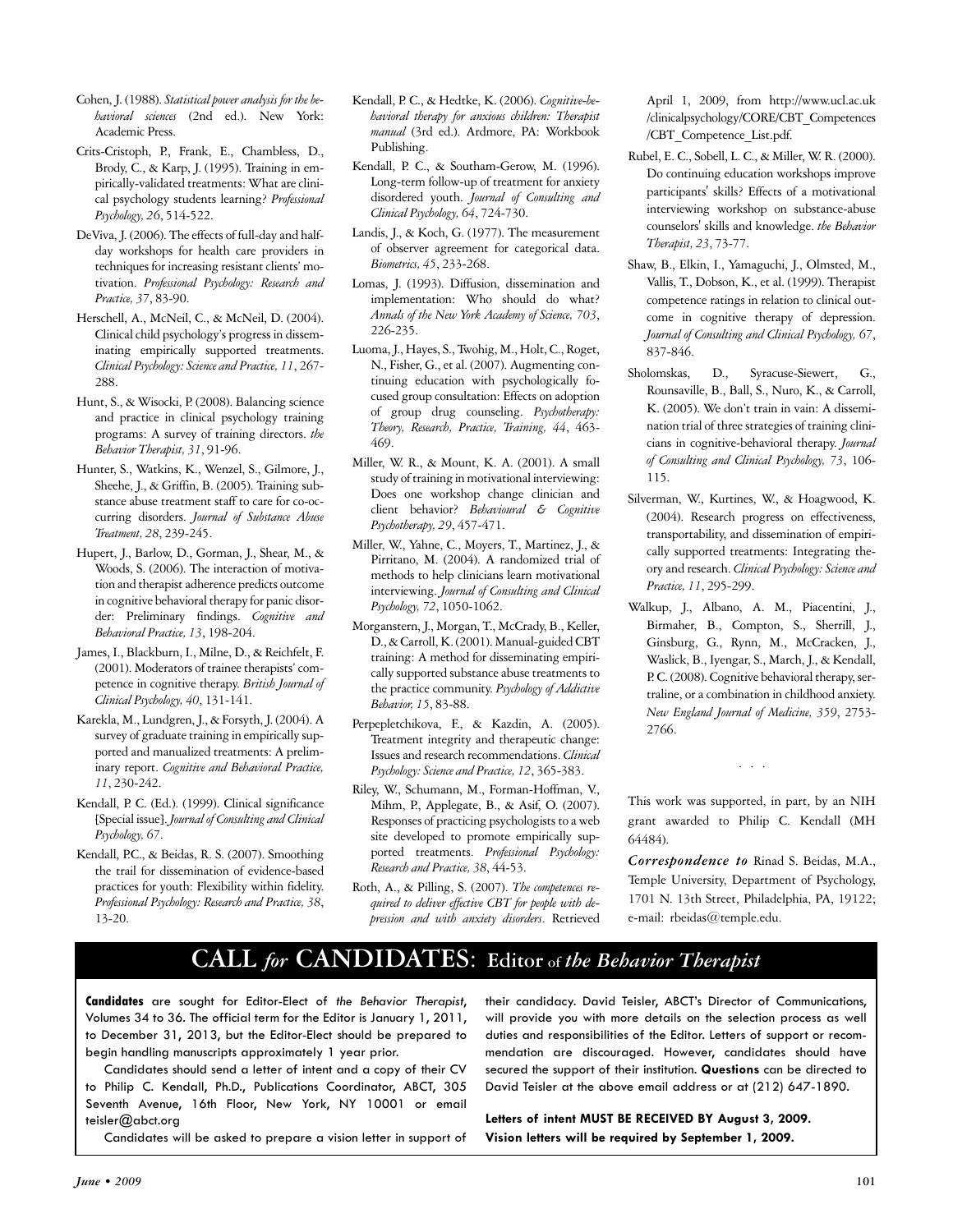Cohen, J. (1988). *Statistical power analysis for the behavioral sciences* (2nd ed.). New York: Academic Press.

Crits-Cristoph, P., Frank, E., Chambless, D., Brody, C., & Karp, J. (1995). Training in empirically-validated treatments: What are clinical psychology students learning? *Professional Psychology, 26*, 514-522.

DeViva, J. (2006). The effects of full-day and half-day workshops for health care providers in techniques for increasing resistant clients' motivation. *Professional Psychology: Research and Practice, 37*, 83-90.

Herschell, A., McNeil, C., & McNeil, D. (2004). Clinical child psychology's progress in disseminating empirically supported treatments. *Clinical Psychology: Science and Practice, 11*, 267-288.

Hunt, S., & Wisocki, P. (2008). Balancing science and practice in clinical psychology training programs: A survey of training directors. *the Behavior Therapist, 31*, 91-96.

Hunter, S., Watkins, K., Wenzel, S., Gilmore, J., Sheehe, J., & Griffin, B. (2005). Training substance abuse treatment staff to care for co-occurring disorders. *Journal of Substance Abuse Treatment, 28*, 239-245.

Hupert, J., Barlow, D., Gorman, J., Shear, M., & Woods, S. (2006). The interaction of motivation and therapist adherence predicts outcome in cognitive behavioral therapy for panic disorder: Preliminary findings. *Cognitive and Behavioral Practice, 13*, 198-204.

James, I., Blackburn, I., Milne, D., & Reichfelt, F. (2001). Moderators of trainee therapists' competence in cognitive therapy. *British Journal of Clinical Psychology, 40*, 131-141.

Karekla, M., Lundgren, J., & Forsyth, J. (2004). A survey of graduate training in empirically supported and manualized treatments: A preliminary report. *Cognitive and Behavioral Practice, 11*, 230-242.

Kendall, P. C. (Ed.). (1999). Clinical significance [Special issue]. *Journal of Consulting and Clinical Psychology, 67*.

Kendall, P.C., & Beidas, R. S. (2007). Smoothing the trail for dissemination of evidence-based practices for youth: Flexibility within fidelity. *Professional Psychology: Research and Practice, 38*, 13-20.

Kendall, P. C., & Hedtke, K. (2006). *Cognitive-behavioral therapy for anxious children: Therapist manual* (3rd ed.). Ardmore, PA: Workbook Publishing.

Kendall, P. C., & Southam-Gerow, M. (1996). Long-term follow-up of treatment for anxiety disordered youth. *Journal of Consulting and Clinical Psychology, 64*, 724-730.

Landis, J., & Koch, G. (1977). The measurement of observer agreement for categorical data. *Biometrics, 45*, 233-268.

Lomas, J. (1993). Diffusion, dissemination and implementation: Who should do what? *Annals of the New York Academy of Science, 703*, 226-235.

Luoma, J., Hayes, S., Twohig, M., Holt, C., Roget, N., Fisher, G., et al. (2007). Augmenting continuing education with psychologically focused group consultation: Effects on adoption of group drug counseling. *Psychotherapy: Theory, Research, Practice, Training, 44*, 463-469.

Miller, W. R., & Mount, K. A. (2001). A small study of training in motivational interviewing: Does one workshop change clinician and client behavior? *Behavioural & Cognitive Psychotherapy, 29*, 457-471.

Miller, W., Yahne, C., Moyers, T., Martinez, J., & Pirritano, M. (2004). A randomized trial of methods to help clinicians learn motivational interviewing. *Journal of Consulting and Clinical Psychology, 72*, 1050-1062.

Morganstern, J., Morgan, T., McCrady, B., Keller, D., & Carroll, K. (2001). Manual-guided CBT training: A method for disseminating empirically supported substance abuse treatments to the practice community. *Psychology of Addictive Behavior, 15*, 83-88.

Perpepletchikova, F., & Kazdin, A. (2005). Treatment integrity and therapeutic change: Issues and research recommendations. *Clinical Psychology: Science and Practice, 12*, 365-383.

Riley, W., Schumann, M., Forman-Hoffman, V., Mihm, P., Applegate, B., & Asif, O. (2007). Responses of practicing psychologists to a web site developed to promote empirically supported treatments. *Professional Psychology: Research and Practice, 38*, 44-53.

Roth, A., & Pilling, S. (2007). *The competences required to deliver effective CBT for people with depression and with anxiety disorders*. Retrieved April 1, 2009, from http://www.ucl.ac.uk/clinicalpsychology/CORE/CBT_Competences/CBT_Competence_List.pdf.

Rubel, E. C., Sobell, L. C., & Miller, W. R. (2000). Do continuing education workshops improve participants' skills? Effects of a motivational interviewing workshop on substance-abuse counselors' skills and knowledge. *the Behavior Therapist, 23*, 73-77.

Shaw, B., Elkin, I., Yamaguchi, J., Olmsted, M., Vallis, T., Dobson, K., et al. (1999). Therapist competence ratings in relation to clinical outcome in cognitive therapy of depression. *Journal of Consulting and Clinical Psychology, 67*, 837-846.

Sholomskas, D., Syracuse-Siewert, G., Rounsaville, B., Ball, S., Nuro, K., & Carroll, K. (2005). We don't train in vain: A dissemination trial of three strategies of training clinicians in cognitive-behavioral therapy. *Journal of Consulting and Clinical Psychology, 73*, 106-115.

Silverman, W., Kurtines, W., & Hoagwood, K. (2004). Research progress on effectiveness, transportability, and dissemination of empirically supported treatments: Integrating theory and research. *Clinical Psychology: Science and Practice, 11*, 295-299.

Walkup, J., Albano, A. M., Piacentini, J., Birmaher, B., Compton, S., Sherrill, J., Ginsburg, G., Rynn, M., McCracken, J., Waslick, B., Iyengar, S., March, J., & Kendall, P. C. (2008). Cognitive behavioral therapy, sertraline, or a combination in childhood anxiety. *New England Journal of Medicine, 359*, 2753-2766.

. . .

This work was supported, in part, by an NIH grant awarded to Philip C. Kendall (MH 64484).

***Correspondence to*** Rinad S. Beidas, M.A., Temple University, Department of Psychology, 1701 N. 13th Street, Philadelphia, PA, 19122; e-mail: rbeidas@temple.edu.

# CALL *for* CANDIDATES: Editor of *the Behavior Therapist*

**Candidates** are sought for Editor-Elect of *the Behavior Therapist*, Volumes 34 to 36. The official term for the Editor is January 1, 2011, to December 31, 2013, but the Editor-Elect should be prepared to begin handling manuscripts approximately 1 year prior.

Candidates should send a letter of intent and a copy of their CV to Philip C. Kendall, Ph.D., Publications Coordinator, ABCT, 305 Seventh Avenue, 16th Floor, New York, NY 10001 or email teisler@abct.org

Candidates will be asked to prepare a vision letter in support of their candidacy. David Teisler, ABCT's Director of Communications, will provide you with more details on the selection process as well duties and responsibilities of the Editor. Letters of support or recommendation are discouraged. However, candidates should have secured the support of their institution. **Questions** can be directed to David Teisler at the above email address or at (212) 647-1890.

**Letters of intent MUST BE RECEIVED BY August 3, 2009.**
**Vision letters will be required by September 1, 2009.**